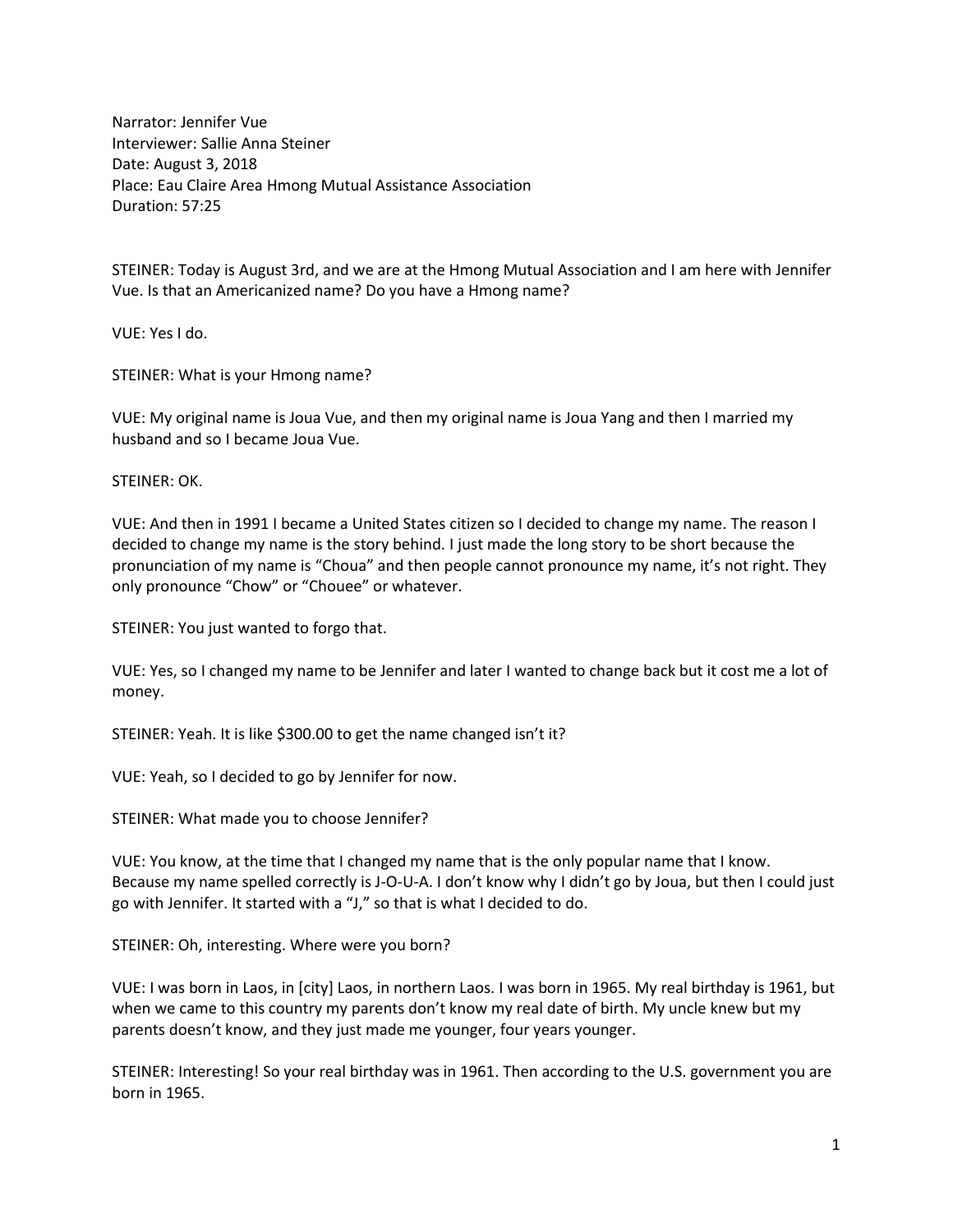Narrator: Jennifer Vue
Interviewer: Sallie Anna Steiner
Date: August 3, 2018
Place: Eau Claire Area Hmong Mutual Assistance Association
Duration: 57:25

STEINER: Today is August 3rd, and we are at the Hmong Mutual Association and I am here with Jennifer Vue. Is that an Americanized name? Do you have a Hmong name?

VUE: Yes I do.

STEINER: What is your Hmong name?

VUE: My original name is Joua Vue, and then my original name is Joua Yang and then I married my husband and so I became Joua Vue.

STEINER: OK.

VUE: And then in 1991 I became a United States citizen so I decided to change my name. The reason I decided to change my name is the story behind. I just made the long story to be short because the pronunciation of my name is "Choua" and then people cannot pronounce my name, it's not right. They only pronounce "Chow" or "Chouee" or whatever.

STEINER: You just wanted to forgo that.

VUE: Yes, so I changed my name to be Jennifer and later I wanted to change back but it cost me a lot of money.

STEINER: Yeah. It is like $300.00 to get the name changed isn't it?

VUE: Yeah, so I decided to go by Jennifer for now.

STEINER: What made you to choose Jennifer?

VUE: You know, at the time that I changed my name that is the only popular name that I know. Because my name spelled correctly is J-O-U-A. I don't know why I didn't go by Joua, but then I could just go with Jennifer. It started with a "J," so that is what I decided to do.

STEINER: Oh, interesting. Where were you born?

VUE: I was born in Laos, in [city] Laos, in northern Laos. I was born in 1965. My real birthday is 1961, but when we came to this country my parents don't know my real date of birth. My uncle knew but my parents doesn't know, and they just made me younger, four years younger.

STEINER: Interesting! So your real birthday was in 1961. Then according to the U.S. government you are born in 1965.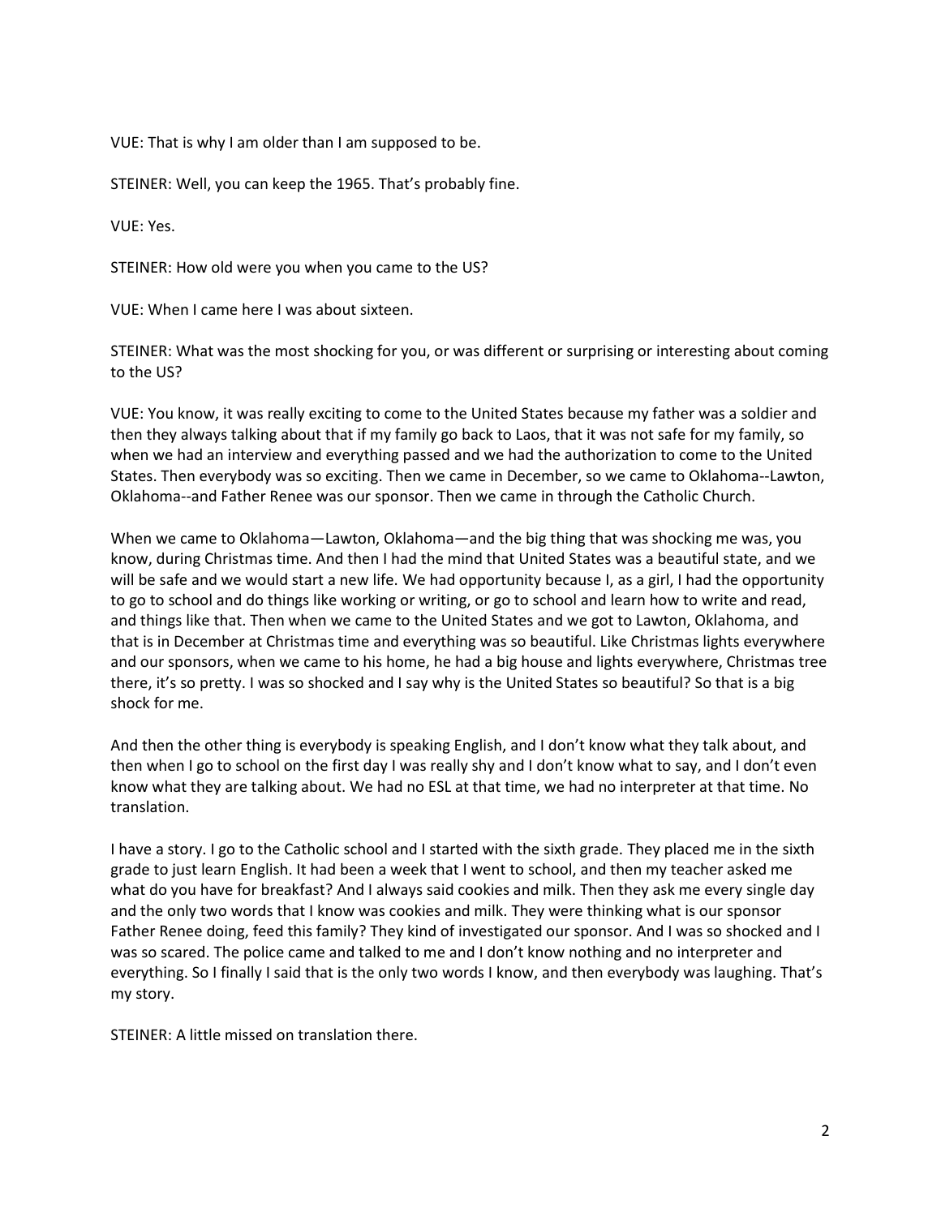VUE: That is why I am older than I am supposed to be.

STEINER: Well, you can keep the 1965. That's probably fine.

VUE: Yes.

STEINER: How old were you when you came to the US?

VUE: When I came here I was about sixteen.

STEINER: What was the most shocking for you, or was different or surprising or interesting about coming to the US?

VUE: You know, it was really exciting to come to the United States because my father was a soldier and then they always talking about that if my family go back to Laos, that it was not safe for my family, so when we had an interview and everything passed and we had the authorization to come to the United States. Then everybody was so exciting. Then we came in December, so we came to Oklahoma--Lawton, Oklahoma--and Father Renee was our sponsor. Then we came in through the Catholic Church.

When we came to Oklahoma—Lawton, Oklahoma—and the big thing that was shocking me was, you know, during Christmas time. And then I had the mind that United States was a beautiful state, and we will be safe and we would start a new life. We had opportunity because I, as a girl, I had the opportunity to go to school and do things like working or writing, or go to school and learn how to write and read, and things like that. Then when we came to the United States and we got to Lawton, Oklahoma, and that is in December at Christmas time and everything was so beautiful. Like Christmas lights everywhere and our sponsors, when we came to his home, he had a big house and lights everywhere, Christmas tree there, it's so pretty. I was so shocked and I say why is the United States so beautiful? So that is a big shock for me.

And then the other thing is everybody is speaking English, and I don't know what they talk about, and then when I go to school on the first day I was really shy and I don't know what to say, and I don't even know what they are talking about. We had no ESL at that time, we had no interpreter at that time. No translation.

I have a story. I go to the Catholic school and I started with the sixth grade. They placed me in the sixth grade to just learn English. It had been a week that I went to school, and then my teacher asked me what do you have for breakfast? And I always said cookies and milk. Then they ask me every single day and the only two words that I know was cookies and milk. They were thinking what is our sponsor Father Renee doing, feed this family? They kind of investigated our sponsor. And I was so shocked and I was so scared. The police came and talked to me and I don't know nothing and no interpreter and everything. So I finally I said that is the only two words I know, and then everybody was laughing. That's my story.

STEINER: A little missed on translation there.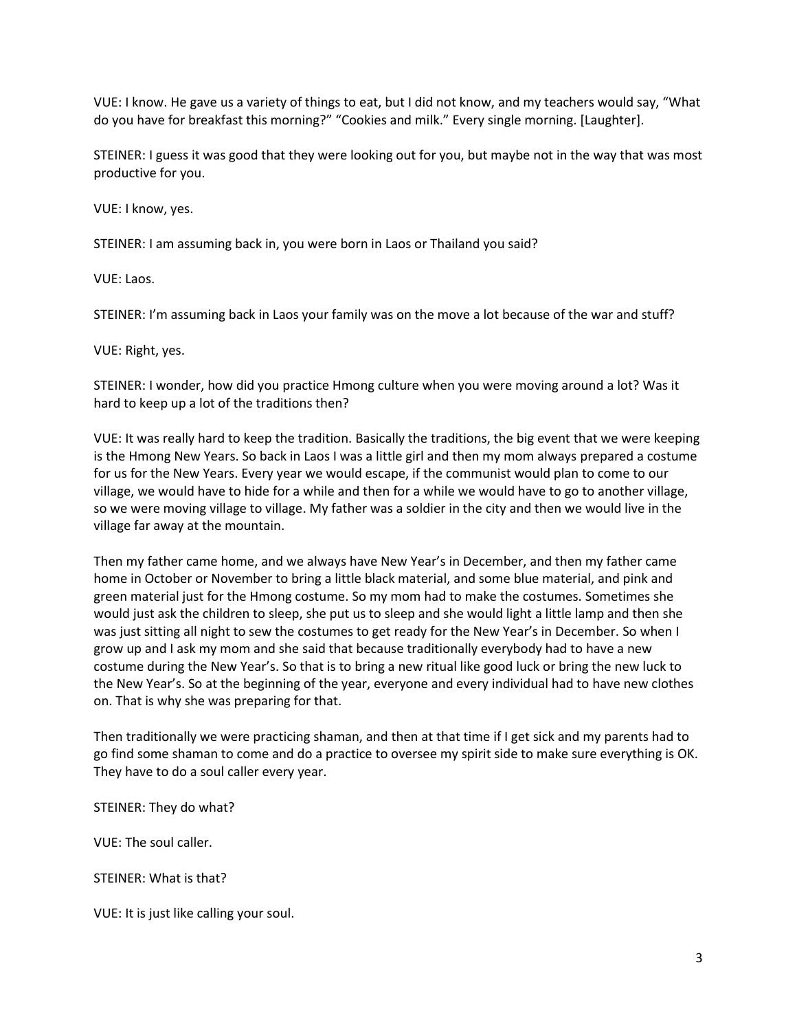VUE: I know. He gave us a variety of things to eat, but I did not know, and my teachers would say, "What do you have for breakfast this morning?" "Cookies and milk." Every single morning. [Laughter].

STEINER: I guess it was good that they were looking out for you, but maybe not in the way that was most productive for you.

VUE: I know, yes.

STEINER: I am assuming back in, you were born in Laos or Thailand you said?

VUE: Laos.

STEINER: I'm assuming back in Laos your family was on the move a lot because of the war and stuff?

VUE: Right, yes.

STEINER: I wonder, how did you practice Hmong culture when you were moving around a lot? Was it hard to keep up a lot of the traditions then?

VUE: It was really hard to keep the tradition. Basically the traditions, the big event that we were keeping is the Hmong New Years. So back in Laos I was a little girl and then my mom always prepared a costume for us for the New Years. Every year we would escape, if the communist would plan to come to our village, we would have to hide for a while and then for a while we would have to go to another village, so we were moving village to village. My father was a soldier in the city and then we would live in the village far away at the mountain.

Then my father came home, and we always have New Year's in December, and then my father came home in October or November to bring a little black material, and some blue material, and pink and green material just for the Hmong costume. So my mom had to make the costumes. Sometimes she would just ask the children to sleep, she put us to sleep and she would light a little lamp and then she was just sitting all night to sew the costumes to get ready for the New Year's in December. So when I grow up and I ask my mom and she said that because traditionally everybody had to have a new costume during the New Year's. So that is to bring a new ritual like good luck or bring the new luck to the New Year's. So at the beginning of the year, everyone and every individual had to have new clothes on. That is why she was preparing for that.

Then traditionally we were practicing shaman, and then at that time if I get sick and my parents had to go find some shaman to come and do a practice to oversee my spirit side to make sure everything is OK. They have to do a soul caller every year.

STEINER: They do what?

VUE: The soul caller.

STEINER: What is that?

VUE: It is just like calling your soul.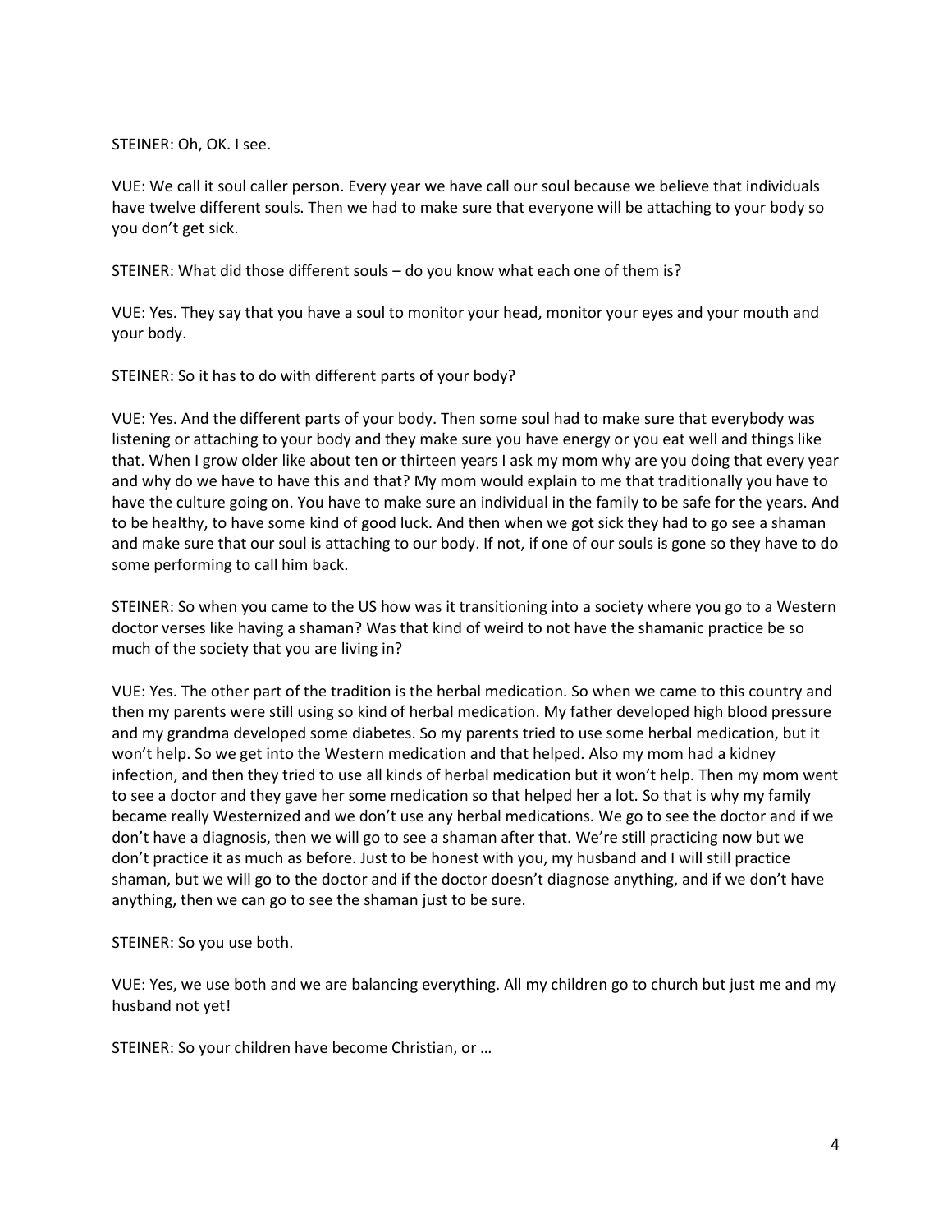STEINER: Oh, OK. I see.

VUE: We call it soul caller person. Every year we have call our soul because we believe that individuals have twelve different souls. Then we had to make sure that everyone will be attaching to your body so you don't get sick.

STEINER: What did those different souls – do you know what each one of them is?

VUE: Yes. They say that you have a soul to monitor your head, monitor your eyes and your mouth and your body.

STEINER: So it has to do with different parts of your body?

VUE: Yes. And the different parts of your body. Then some soul had to make sure that everybody was listening or attaching to your body and they make sure you have energy or you eat well and things like that. When I grow older like about ten or thirteen years I ask my mom why are you doing that every year and why do we have to have this and that? My mom would explain to me that traditionally you have to have the culture going on. You have to make sure an individual in the family to be safe for the years. And to be healthy, to have some kind of good luck. And then when we got sick they had to go see a shaman and make sure that our soul is attaching to our body. If not, if one of our souls is gone so they have to do some performing to call him back.

STEINER: So when you came to the US how was it transitioning into a society where you go to a Western doctor verses like having a shaman? Was that kind of weird to not have the shamanic practice be so much of the society that you are living in?

VUE: Yes. The other part of the tradition is the herbal medication. So when we came to this country and then my parents were still using so kind of herbal medication. My father developed high blood pressure and my grandma developed some diabetes. So my parents tried to use some herbal medication, but it won't help. So we get into the Western medication and that helped. Also my mom had a kidney infection, and then they tried to use all kinds of herbal medication but it won't help. Then my mom went to see a doctor and they gave her some medication so that helped her a lot. So that is why my family became really Westernized and we don't use any herbal medications. We go to see the doctor and if we don't have a diagnosis, then we will go to see a shaman after that. We're still practicing now but we don't practice it as much as before. Just to be honest with you, my husband and I will still practice shaman, but we will go to the doctor and if the doctor doesn't diagnose anything, and if we don't have anything, then we can go to see the shaman just to be sure.

STEINER: So you use both.

VUE: Yes, we use both and we are balancing everything. All my children go to church but just me and my husband not yet!

STEINER: So your children have become Christian, or …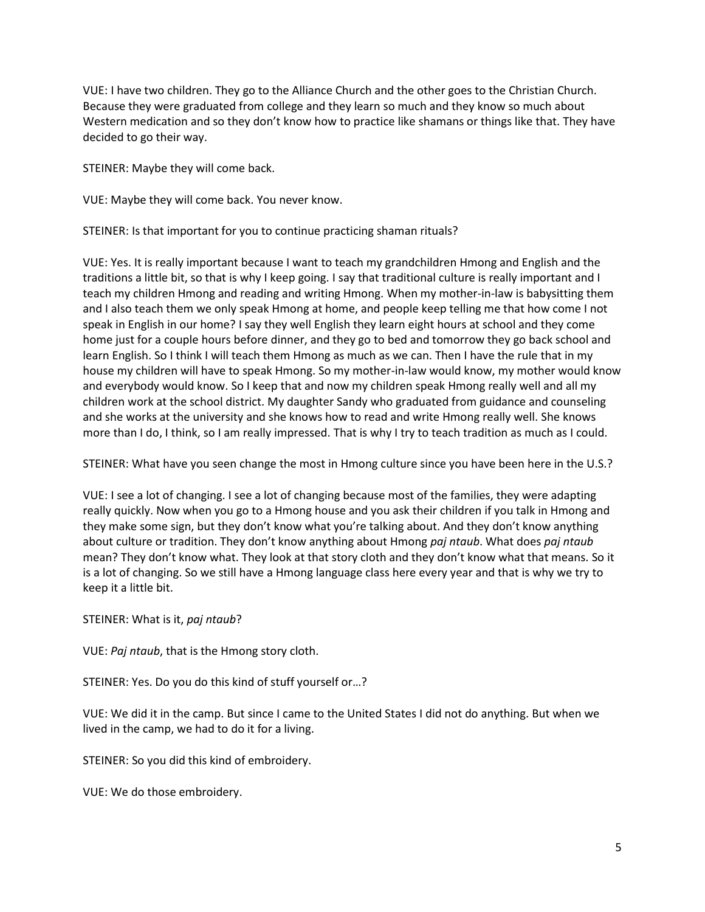VUE: I have two children. They go to the Alliance Church and the other goes to the Christian Church. Because they were graduated from college and they learn so much and they know so much about Western medication and so they don't know how to practice like shamans or things like that. They have decided to go their way.

STEINER: Maybe they will come back.

VUE: Maybe they will come back. You never know.

STEINER: Is that important for you to continue practicing shaman rituals?

VUE: Yes. It is really important because I want to teach my grandchildren Hmong and English and the traditions a little bit, so that is why I keep going. I say that traditional culture is really important and I teach my children Hmong and reading and writing Hmong. When my mother-in-law is babysitting them and I also teach them we only speak Hmong at home, and people keep telling me that how come I not speak in English in our home? I say they well English they learn eight hours at school and they come home just for a couple hours before dinner, and they go to bed and tomorrow they go back school and learn English. So I think I will teach them Hmong as much as we can. Then I have the rule that in my house my children will have to speak Hmong. So my mother-in-law would know, my mother would know and everybody would know. So I keep that and now my children speak Hmong really well and all my children work at the school district. My daughter Sandy who graduated from guidance and counseling and she works at the university and she knows how to read and write Hmong really well. She knows more than I do, I think, so I am really impressed. That is why I try to teach tradition as much as I could.

STEINER: What have you seen change the most in Hmong culture since you have been here in the U.S.?

VUE: I see a lot of changing. I see a lot of changing because most of the families, they were adapting really quickly. Now when you go to a Hmong house and you ask their children if you talk in Hmong and they make some sign, but they don't know what you're talking about. And they don't know anything about culture or tradition. They don't know anything about Hmong *paj ntaub*. What does *paj ntaub* mean? They don't know what. They look at that story cloth and they don't know what that means. So it is a lot of changing. So we still have a Hmong language class here every year and that is why we try to keep it a little bit.

STEINER: What is it, *paj ntaub*?

VUE: *Paj ntaub*, that is the Hmong story cloth.

STEINER: Yes. Do you do this kind of stuff yourself or…?

VUE: We did it in the camp. But since I came to the United States I did not do anything. But when we lived in the camp, we had to do it for a living.

STEINER: So you did this kind of embroidery.

VUE: We do those embroidery.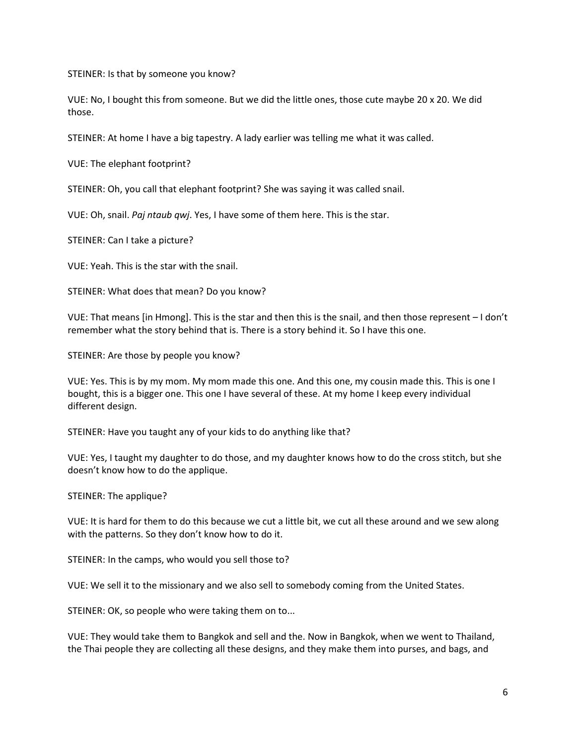STEINER: Is that by someone you know?

VUE: No, I bought this from someone. But we did the little ones, those cute maybe 20 x 20. We did those.

STEINER: At home I have a big tapestry. A lady earlier was telling me what it was called.

VUE: The elephant footprint?

STEINER: Oh, you call that elephant footprint? She was saying it was called snail.

VUE: Oh, snail. *Paj ntaub qwj*. Yes, I have some of them here. This is the star.

STEINER: Can I take a picture?

VUE: Yeah. This is the star with the snail.

STEINER: What does that mean? Do you know?

VUE: That means [in Hmong]. This is the star and then this is the snail, and then those represent – I don't remember what the story behind that is. There is a story behind it. So I have this one.

STEINER: Are those by people you know?

VUE: Yes. This is by my mom. My mom made this one. And this one, my cousin made this. This is one I bought, this is a bigger one. This one I have several of these. At my home I keep every individual different design.

STEINER: Have you taught any of your kids to do anything like that?

VUE: Yes, I taught my daughter to do those, and my daughter knows how to do the cross stitch, but she doesn't know how to do the applique.

STEINER: The applique?

VUE: It is hard for them to do this because we cut a little bit, we cut all these around and we sew along with the patterns. So they don't know how to do it.

STEINER: In the camps, who would you sell those to?

VUE: We sell it to the missionary and we also sell to somebody coming from the United States.

STEINER: OK, so people who were taking them on to...

VUE: They would take them to Bangkok and sell and the. Now in Bangkok, when we went to Thailand, the Thai people they are collecting all these designs, and they make them into purses, and bags, and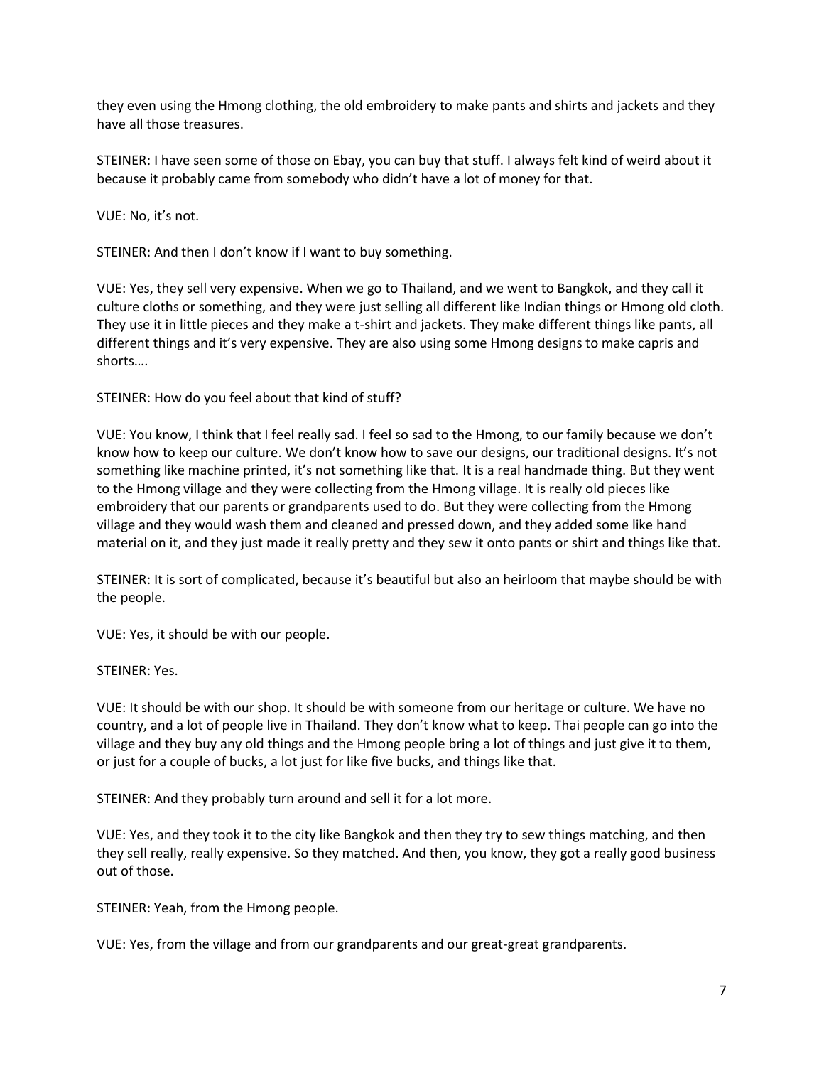they even using the Hmong clothing, the old embroidery to make pants and shirts and jackets and they have all those treasures.

STEINER: I have seen some of those on Ebay, you can buy that stuff. I always felt kind of weird about it because it probably came from somebody who didn't have a lot of money for that.

VUE: No, it's not.

STEINER: And then I don't know if I want to buy something.

VUE: Yes, they sell very expensive. When we go to Thailand, and we went to Bangkok, and they call it culture cloths or something, and they were just selling all different like Indian things or Hmong old cloth. They use it in little pieces and they make a t-shirt and jackets. They make different things like pants, all different things and it's very expensive. They are also using some Hmong designs to make capris and shorts….

STEINER: How do you feel about that kind of stuff?

VUE: You know, I think that I feel really sad. I feel so sad to the Hmong, to our family because we don't know how to keep our culture. We don't know how to save our designs, our traditional designs. It's not something like machine printed, it's not something like that. It is a real handmade thing. But they went to the Hmong village and they were collecting from the Hmong village. It is really old pieces like embroidery that our parents or grandparents used to do. But they were collecting from the Hmong village and they would wash them and cleaned and pressed down, and they added some like hand material on it, and they just made it really pretty and they sew it onto pants or shirt and things like that.

STEINER: It is sort of complicated, because it's beautiful but also an heirloom that maybe should be with the people.

VUE: Yes, it should be with our people.

STEINER: Yes.

VUE: It should be with our shop. It should be with someone from our heritage or culture. We have no country, and a lot of people live in Thailand. They don't know what to keep. Thai people can go into the village and they buy any old things and the Hmong people bring a lot of things and just give it to them, or just for a couple of bucks, a lot just for like five bucks, and things like that.

STEINER: And they probably turn around and sell it for a lot more.

VUE: Yes, and they took it to the city like Bangkok and then they try to sew things matching, and then they sell really, really expensive. So they matched. And then, you know, they got a really good business out of those.

STEINER: Yeah, from the Hmong people.

VUE: Yes, from the village and from our grandparents and our great-great grandparents.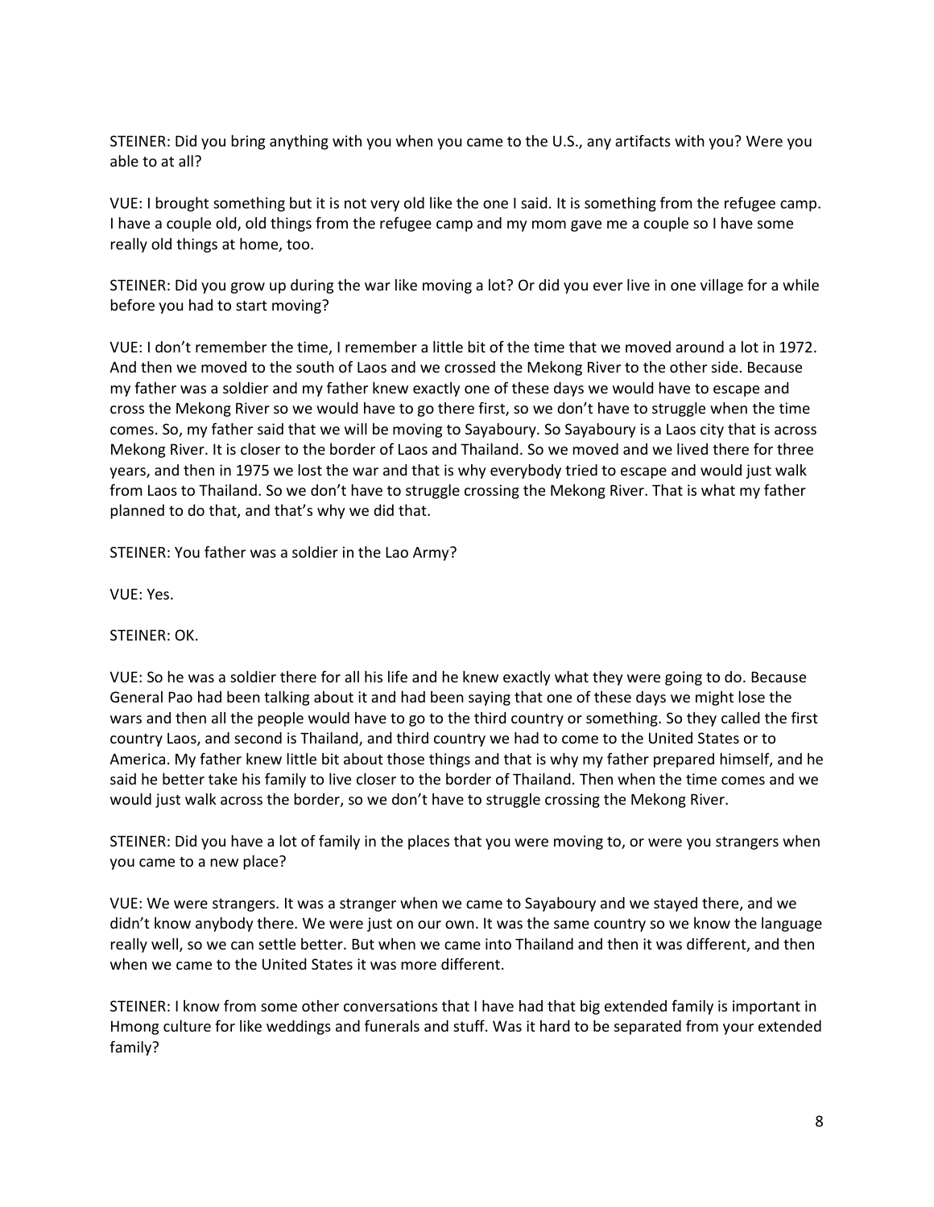STEINER: Did you bring anything with you when you came to the U.S., any artifacts with you? Were you able to at all?

VUE: I brought something but it is not very old like the one I said. It is something from the refugee camp. I have a couple old, old things from the refugee camp and my mom gave me a couple so I have some really old things at home, too.

STEINER: Did you grow up during the war like moving a lot? Or did you ever live in one village for a while before you had to start moving?

VUE: I don't remember the time, I remember a little bit of the time that we moved around a lot in 1972. And then we moved to the south of Laos and we crossed the Mekong River to the other side. Because my father was a soldier and my father knew exactly one of these days we would have to escape and cross the Mekong River so we would have to go there first, so we don't have to struggle when the time comes. So, my father said that we will be moving to Sayaboury. So Sayaboury is a Laos city that is across Mekong River. It is closer to the border of Laos and Thailand. So we moved and we lived there for three years, and then in 1975 we lost the war and that is why everybody tried to escape and would just walk from Laos to Thailand. So we don't have to struggle crossing the Mekong River. That is what my father planned to do that, and that's why we did that.

STEINER: You father was a soldier in the Lao Army?

VUE: Yes.

STEINER: OK.

VUE: So he was a soldier there for all his life and he knew exactly what they were going to do. Because General Pao had been talking about it and had been saying that one of these days we might lose the wars and then all the people would have to go to the third country or something. So they called the first country Laos, and second is Thailand, and third country we had to come to the United States or to America. My father knew little bit about those things and that is why my father prepared himself, and he said he better take his family to live closer to the border of Thailand. Then when the time comes and we would just walk across the border, so we don't have to struggle crossing the Mekong River.

STEINER: Did you have a lot of family in the places that you were moving to, or were you strangers when you came to a new place?

VUE: We were strangers. It was a stranger when we came to Sayaboury and we stayed there, and we didn't know anybody there. We were just on our own. It was the same country so we know the language really well, so we can settle better. But when we came into Thailand and then it was different, and then when we came to the United States it was more different.

STEINER: I know from some other conversations that I have had that big extended family is important in Hmong culture for like weddings and funerals and stuff. Was it hard to be separated from your extended family?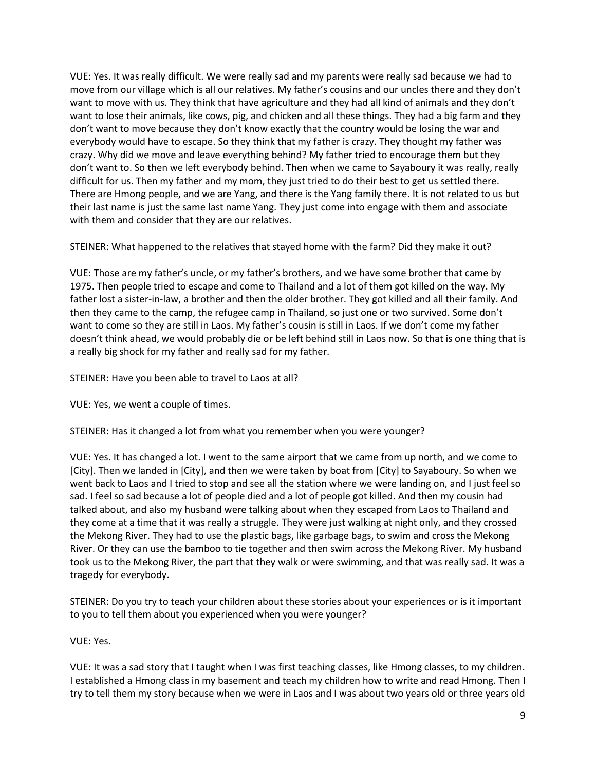VUE: Yes. It was really difficult. We were really sad and my parents were really sad because we had to move from our village which is all our relatives. My father's cousins and our uncles there and they don't want to move with us. They think that have agriculture and they had all kind of animals and they don't want to lose their animals, like cows, pig, and chicken and all these things. They had a big farm and they don't want to move because they don't know exactly that the country would be losing the war and everybody would have to escape. So they think that my father is crazy. They thought my father was crazy. Why did we move and leave everything behind? My father tried to encourage them but they don't want to. So then we left everybody behind. Then when we came to Sayaboury it was really, really difficult for us. Then my father and my mom, they just tried to do their best to get us settled there. There are Hmong people, and we are Yang, and there is the Yang family there. It is not related to us but their last name is just the same last name Yang. They just come into engage with them and associate with them and consider that they are our relatives.

STEINER: What happened to the relatives that stayed home with the farm? Did they make it out?

VUE: Those are my father's uncle, or my father's brothers, and we have some brother that came by 1975. Then people tried to escape and come to Thailand and a lot of them got killed on the way. My father lost a sister-in-law, a brother and then the older brother. They got killed and all their family. And then they came to the camp, the refugee camp in Thailand, so just one or two survived. Some don't want to come so they are still in Laos. My father's cousin is still in Laos. If we don't come my father doesn't think ahead, we would probably die or be left behind still in Laos now. So that is one thing that is a really big shock for my father and really sad for my father.

STEINER: Have you been able to travel to Laos at all?

VUE: Yes, we went a couple of times.

STEINER: Has it changed a lot from what you remember when you were younger?

VUE: Yes. It has changed a lot. I went to the same airport that we came from up north, and we come to [City]. Then we landed in [City], and then we were taken by boat from [City] to Sayaboury. So when we went back to Laos and I tried to stop and see all the station where we were landing on, and I just feel so sad. I feel so sad because a lot of people died and a lot of people got killed. And then my cousin had talked about, and also my husband were talking about when they escaped from Laos to Thailand and they come at a time that it was really a struggle. They were just walking at night only, and they crossed the Mekong River. They had to use the plastic bags, like garbage bags, to swim and cross the Mekong River. Or they can use the bamboo to tie together and then swim across the Mekong River. My husband took us to the Mekong River, the part that they walk or were swimming, and that was really sad. It was a tragedy for everybody.

STEINER: Do you try to teach your children about these stories about your experiences or is it important to you to tell them about you experienced when you were younger?

VUE: Yes.

VUE: It was a sad story that I taught when I was first teaching classes, like Hmong classes, to my children. I established a Hmong class in my basement and teach my children how to write and read Hmong. Then I try to tell them my story because when we were in Laos and I was about two years old or three years old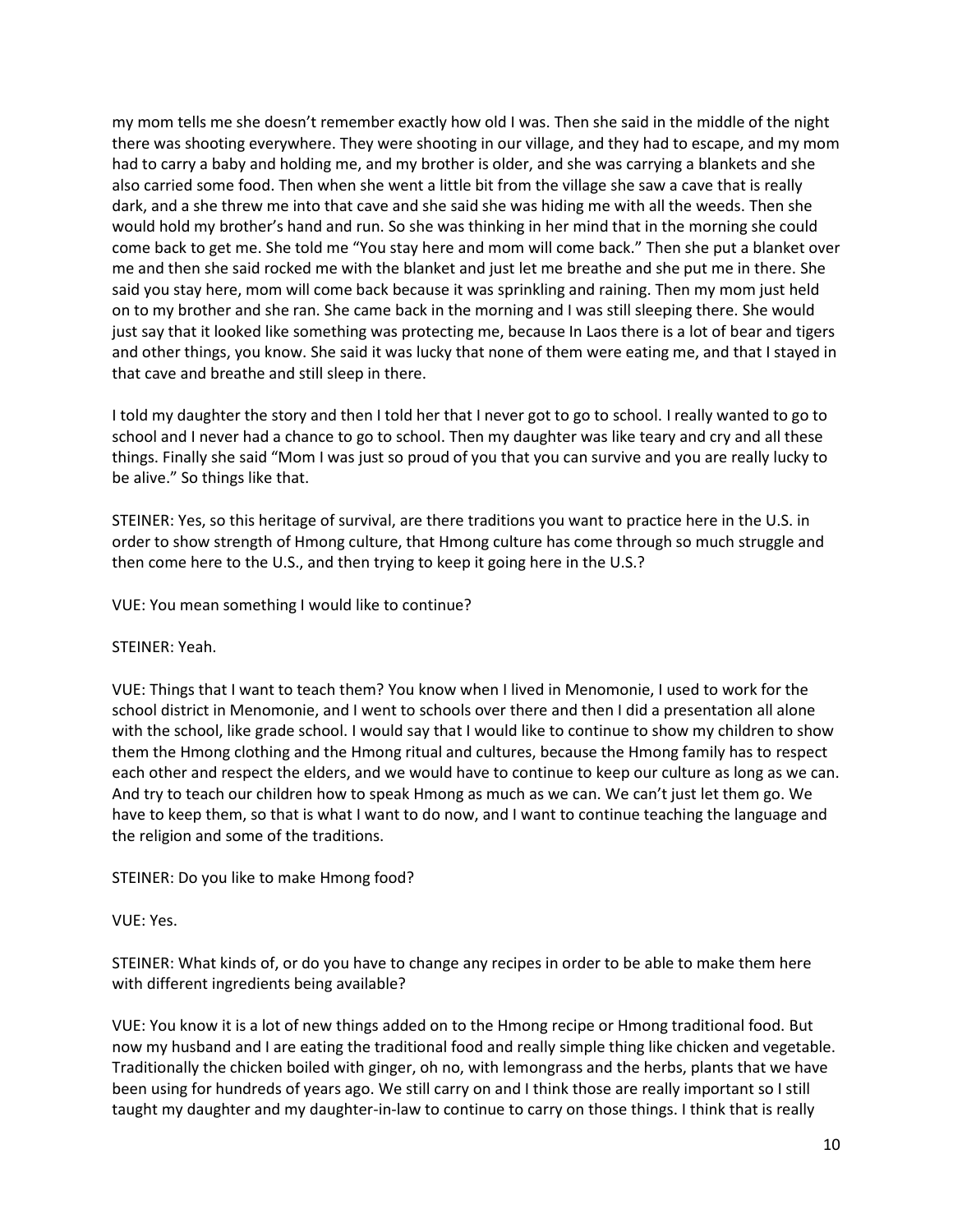my mom tells me she doesn't remember exactly how old I was. Then she said in the middle of the night there was shooting everywhere. They were shooting in our village, and they had to escape, and my mom had to carry a baby and holding me, and my brother is older, and she was carrying a blankets and she also carried some food. Then when she went a little bit from the village she saw a cave that is really dark, and a she threw me into that cave and she said she was hiding me with all the weeds. Then she would hold my brother's hand and run. So she was thinking in her mind that in the morning she could come back to get me. She told me "You stay here and mom will come back." Then she put a blanket over me and then she said rocked me with the blanket and just let me breathe and she put me in there. She said you stay here, mom will come back because it was sprinkling and raining. Then my mom just held on to my brother and she ran. She came back in the morning and I was still sleeping there. She would just say that it looked like something was protecting me, because In Laos there is a lot of bear and tigers and other things, you know. She said it was lucky that none of them were eating me, and that I stayed in that cave and breathe and still sleep in there.

I told my daughter the story and then I told her that I never got to go to school. I really wanted to go to school and I never had a chance to go to school. Then my daughter was like teary and cry and all these things. Finally she said "Mom I was just so proud of you that you can survive and you are really lucky to be alive." So things like that.

STEINER: Yes, so this heritage of survival, are there traditions you want to practice here in the U.S. in order to show strength of Hmong culture, that Hmong culture has come through so much struggle and then come here to the U.S., and then trying to keep it going here in the U.S.?

VUE: You mean something I would like to continue?

STEINER: Yeah.

VUE: Things that I want to teach them? You know when I lived in Menomonie, I used to work for the school district in Menomonie, and I went to schools over there and then I did a presentation all alone with the school, like grade school. I would say that I would like to continue to show my children to show them the Hmong clothing and the Hmong ritual and cultures, because the Hmong family has to respect each other and respect the elders, and we would have to continue to keep our culture as long as we can. And try to teach our children how to speak Hmong as much as we can. We can't just let them go. We have to keep them, so that is what I want to do now, and I want to continue teaching the language and the religion and some of the traditions.

STEINER: Do you like to make Hmong food?

VUE: Yes.

STEINER: What kinds of, or do you have to change any recipes in order to be able to make them here with different ingredients being available?

VUE: You know it is a lot of new things added on to the Hmong recipe or Hmong traditional food. But now my husband and I are eating the traditional food and really simple thing like chicken and vegetable. Traditionally the chicken boiled with ginger, oh no, with lemongrass and the herbs, plants that we have been using for hundreds of years ago. We still carry on and I think those are really important so I still taught my daughter and my daughter-in-law to continue to carry on those things. I think that is really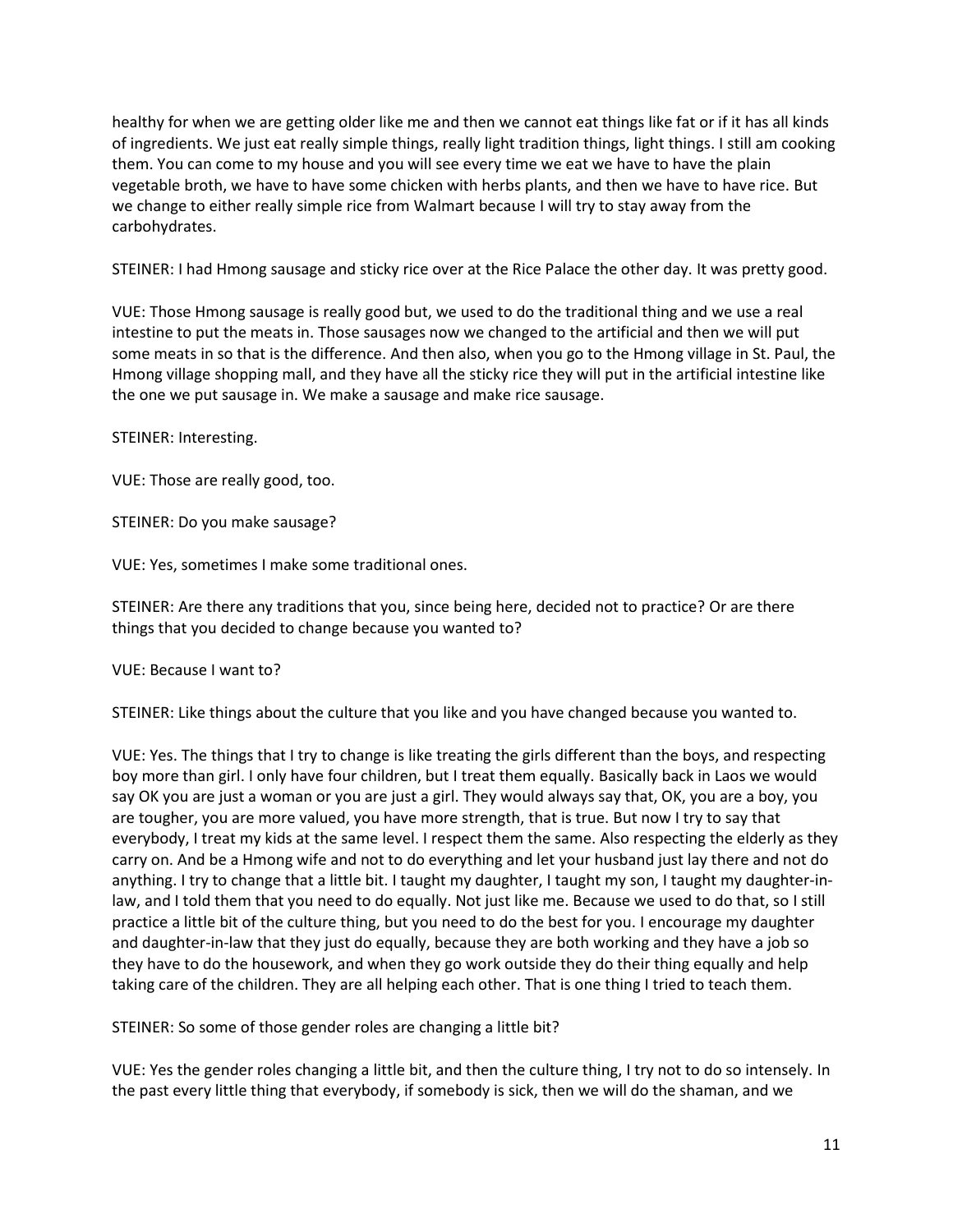healthy for when we are getting older like me and then we cannot eat things like fat or if it has all kinds of ingredients. We just eat really simple things, really light tradition things, light things. I still am cooking them. You can come to my house and you will see every time we eat we have to have the plain vegetable broth, we have to have some chicken with herbs plants, and then we have to have rice. But we change to either really simple rice from Walmart because I will try to stay away from the carbohydrates.

STEINER: I had Hmong sausage and sticky rice over at the Rice Palace the other day. It was pretty good.

VUE: Those Hmong sausage is really good but, we used to do the traditional thing and we use a real intestine to put the meats in. Those sausages now we changed to the artificial and then we will put some meats in so that is the difference. And then also, when you go to the Hmong village in St. Paul, the Hmong village shopping mall, and they have all the sticky rice they will put in the artificial intestine like the one we put sausage in. We make a sausage and make rice sausage.

STEINER: Interesting.

VUE: Those are really good, too.

STEINER: Do you make sausage?

VUE: Yes, sometimes I make some traditional ones.

STEINER: Are there any traditions that you, since being here, decided not to practice? Or are there things that you decided to change because you wanted to?

VUE: Because I want to?

STEINER: Like things about the culture that you like and you have changed because you wanted to.

VUE: Yes. The things that I try to change is like treating the girls different than the boys, and respecting boy more than girl. I only have four children, but I treat them equally. Basically back in Laos we would say OK you are just a woman or you are just a girl. They would always say that, OK, you are a boy, you are tougher, you are more valued, you have more strength, that is true. But now I try to say that everybody, I treat my kids at the same level. I respect them the same. Also respecting the elderly as they carry on. And be a Hmong wife and not to do everything and let your husband just lay there and not do anything. I try to change that a little bit. I taught my daughter, I taught my son, I taught my daughter-in-law, and I told them that you need to do equally. Not just like me. Because we used to do that, so I still practice a little bit of the culture thing, but you need to do the best for you. I encourage my daughter and daughter-in-law that they just do equally, because they are both working and they have a job so they have to do the housework, and when they go work outside they do their thing equally and help taking care of the children. They are all helping each other. That is one thing I tried to teach them.

STEINER: So some of those gender roles are changing a little bit?

VUE: Yes the gender roles changing a little bit, and then the culture thing, I try not to do so intensely. In the past every little thing that everybody, if somebody is sick, then we will do the shaman, and we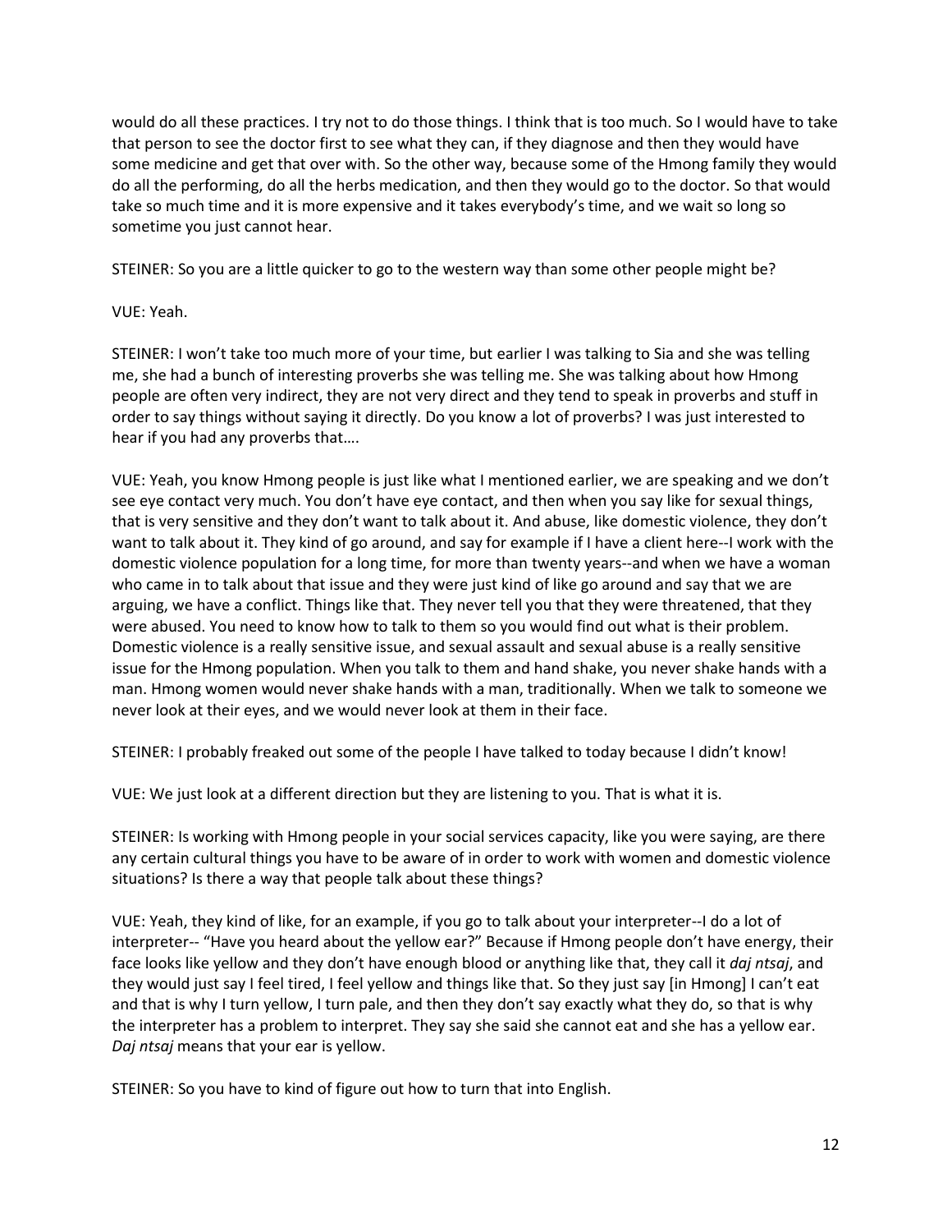would do all these practices. I try not to do those things. I think that is too much. So I would have to take that person to see the doctor first to see what they can, if they diagnose and then they would have some medicine and get that over with. So the other way, because some of the Hmong family they would do all the performing, do all the herbs medication, and then they would go to the doctor. So that would take so much time and it is more expensive and it takes everybody's time, and we wait so long so sometime you just cannot hear.

STEINER: So you are a little quicker to go to the western way than some other people might be?

VUE: Yeah.

STEINER: I won't take too much more of your time, but earlier I was talking to Sia and she was telling me, she had a bunch of interesting proverbs she was telling me. She was talking about how Hmong people are often very indirect, they are not very direct and they tend to speak in proverbs and stuff in order to say things without saying it directly. Do you know a lot of proverbs? I was just interested to hear if you had any proverbs that….

VUE: Yeah, you know Hmong people is just like what I mentioned earlier, we are speaking and we don't see eye contact very much. You don't have eye contact, and then when you say like for sexual things, that is very sensitive and they don't want to talk about it. And abuse, like domestic violence, they don't want to talk about it. They kind of go around, and say for example if I have a client here--I work with the domestic violence population for a long time, for more than twenty years--and when we have a woman who came in to talk about that issue and they were just kind of like go around and say that we are arguing, we have a conflict. Things like that. They never tell you that they were threatened, that they were abused. You need to know how to talk to them so you would find out what is their problem. Domestic violence is a really sensitive issue, and sexual assault and sexual abuse is a really sensitive issue for the Hmong population. When you talk to them and hand shake, you never shake hands with a man. Hmong women would never shake hands with a man, traditionally. When we talk to someone we never look at their eyes, and we would never look at them in their face.

STEINER: I probably freaked out some of the people I have talked to today because I didn't know!

VUE: We just look at a different direction but they are listening to you. That is what it is.

STEINER: Is working with Hmong people in your social services capacity, like you were saying, are there any certain cultural things you have to be aware of in order to work with women and domestic violence situations? Is there a way that people talk about these things?

VUE: Yeah, they kind of like, for an example, if you go to talk about your interpreter--I do a lot of interpreter-- "Have you heard about the yellow ear?" Because if Hmong people don't have energy, their face looks like yellow and they don't have enough blood or anything like that, they call it *daj ntsaj*, and they would just say I feel tired, I feel yellow and things like that. So they just say [in Hmong] I can't eat and that is why I turn yellow, I turn pale, and then they don't say exactly what they do, so that is why the interpreter has a problem to interpret. They say she said she cannot eat and she has a yellow ear. *Daj ntsaj* means that your ear is yellow.

STEINER: So you have to kind of figure out how to turn that into English.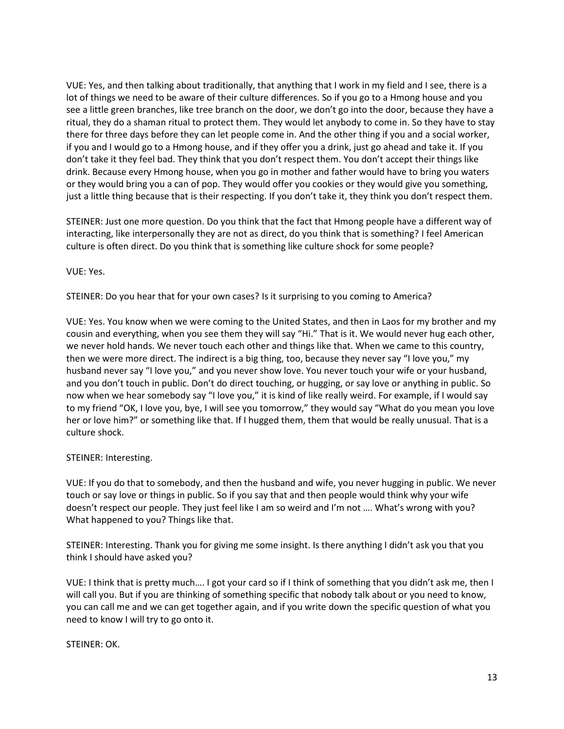VUE: Yes, and then talking about traditionally, that anything that I work in my field and I see, there is a lot of things we need to be aware of their culture differences. So if you go to a Hmong house and you see a little green branches, like tree branch on the door, we don't go into the door, because they have a ritual, they do a shaman ritual to protect them. They would let anybody to come in. So they have to stay there for three days before they can let people come in. And the other thing if you and a social worker, if you and I would go to a Hmong house, and if they offer you a drink, just go ahead and take it. If you don't take it they feel bad. They think that you don't respect them. You don't accept their things like drink. Because every Hmong house, when you go in mother and father would have to bring you waters or they would bring you a can of pop. They would offer you cookies or they would give you something, just a little thing because that is their respecting. If you don't take it, they think you don't respect them.

STEINER: Just one more question. Do you think that the fact that Hmong people have a different way of interacting, like interpersonally they are not as direct, do you think that is something? I feel American culture is often direct. Do you think that is something like culture shock for some people?

VUE: Yes.

STEINER: Do you hear that for your own cases? Is it surprising to you coming to America?

VUE: Yes. You know when we were coming to the United States, and then in Laos for my brother and my cousin and everything, when you see them they will say "Hi." That is it. We would never hug each other, we never hold hands. We never touch each other and things like that. When we came to this country, then we were more direct. The indirect is a big thing, too, because they never say "I love you," my husband never say "I love you," and you never show love. You never touch your wife or your husband, and you don't touch in public. Don't do direct touching, or hugging, or say love or anything in public. So now when we hear somebody say "I love you," it is kind of like really weird. For example, if I would say to my friend "OK, I love you, bye, I will see you tomorrow," they would say "What do you mean you love her or love him?" or something like that. If I hugged them, them that would be really unusual. That is a culture shock.

STEINER: Interesting.

VUE: If you do that to somebody, and then the husband and wife, you never hugging in public. We never touch or say love or things in public. So if you say that and then people would think why your wife doesn't respect our people. They just feel like I am so weird and I'm not …. What's wrong with you? What happened to you? Things like that.

STEINER: Interesting. Thank you for giving me some insight. Is there anything I didn't ask you that you think I should have asked you?

VUE: I think that is pretty much…. I got your card so if I think of something that you didn't ask me, then I will call you. But if you are thinking of something specific that nobody talk about or you need to know, you can call me and we can get together again, and if you write down the specific question of what you need to know I will try to go onto it.

STEINER: OK.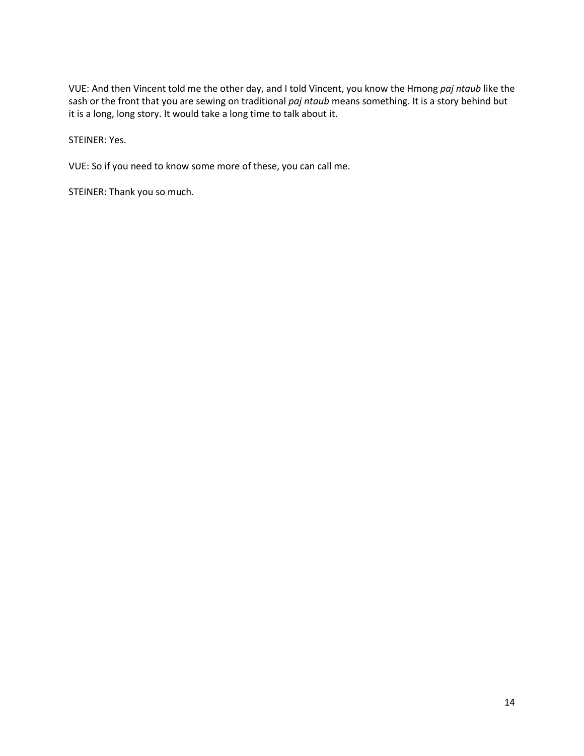VUE: And then Vincent told me the other day, and I told Vincent, you know the Hmong *paj ntaub* like the sash or the front that you are sewing on traditional *paj ntaub* means something. It is a story behind but it is a long, long story. It would take a long time to talk about it.

STEINER: Yes.

VUE: So if you need to know some more of these, you can call me.

STEINER: Thank you so much.